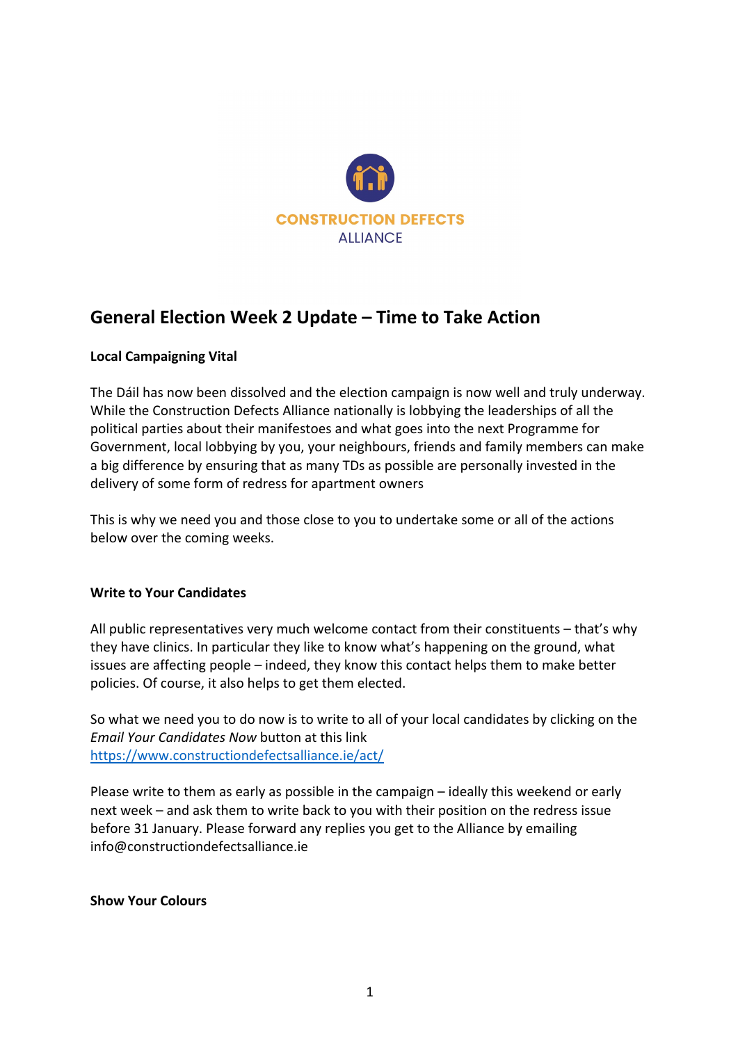CONSTRUCTION DEFECTS ALLIANCE

# General Election Week 2 Update – Time to Take Action

**Local Campaigning Vital**

The Dáil has now been dissolved and the election campaign is now well and truly underway. While the Construction Defects Alliance nationally is lobbying the leaderships of all the political parties about their manifestoes and what goes into the next Programme for Government, local lobbying by you, your neighbours, friends and family members can make a big difference by ensuring that as many TDs as possible are personally invested in the delivery of some form of redress for apartment owners

This is why we need you and those close to you to undertake some or all of the actions below over the coming weeks.

**Write to Your Candidates**

All public representatives very much welcome contact from their constituents – that's why they have clinics. In particular they like to know what's happening on the ground, what issues are affecting people – indeed, they know this contact helps them to make better policies. Of course, it also helps to get them elected.

So what we need you to do now is to write to all of your local candidates by clicking on the *Email Your Candidates Now* button at this link [https://www.constructiondefectsalliance.ie/act/](https://www.constructiondefectsalliance.ie/act/)

Please write to them as early as possible in the campaign – ideally this weekend or early next week – and ask them to write back to you with their position on the redress issue before 31 January. Please forward any replies you get to the Alliance by emailing info@constructiondefectsalliance.ie

**Show Your Colours**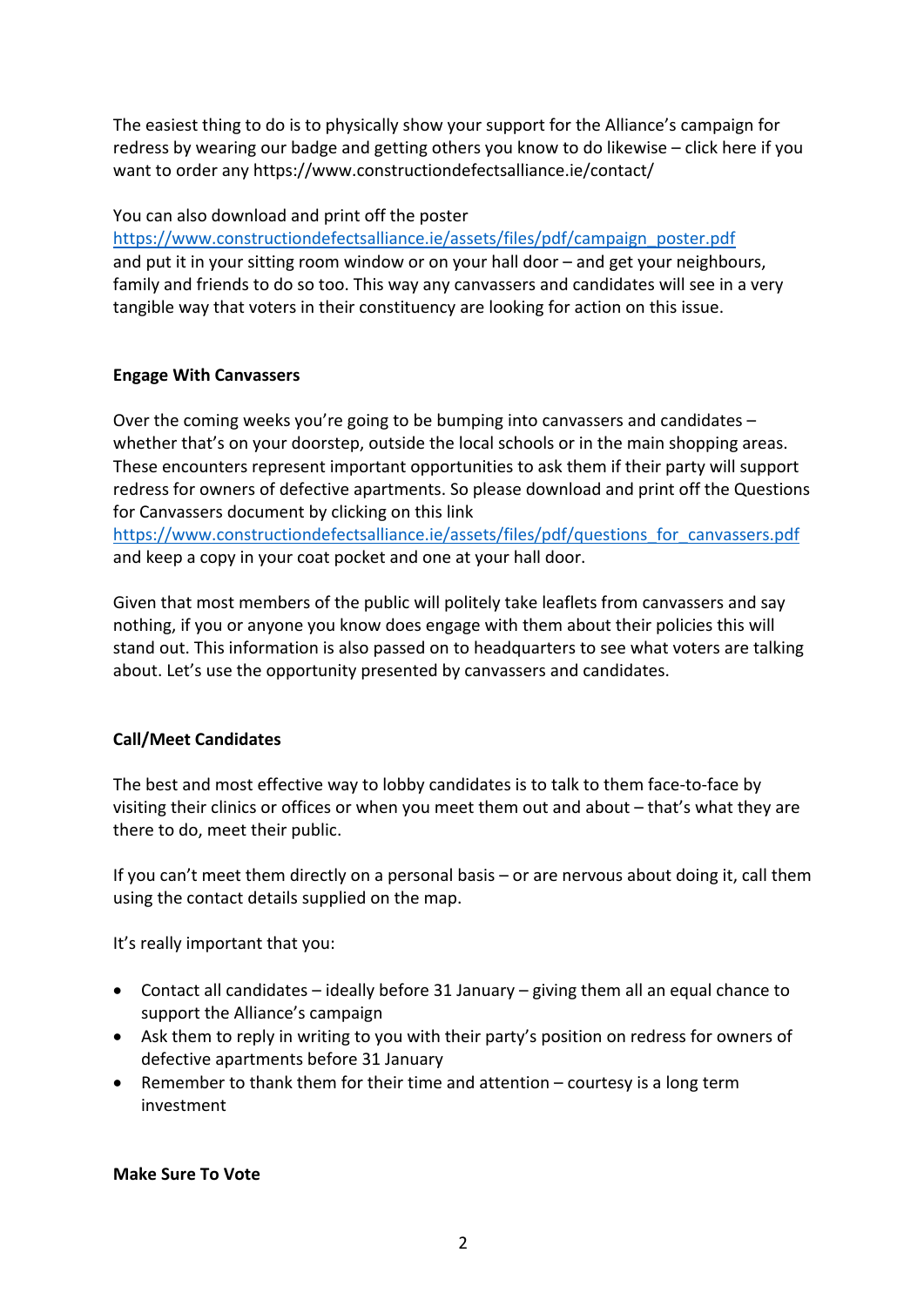The easiest thing to do is to physically show your support for the Alliance's campaign for redress by wearing our badge and getting others you know to do likewise – click here if you want to order any https://www.constructiondefectsalliance.ie/contact/

You can also download and print off the poster https://www.constructiondefectsalliance.ie/assets/files/pdf/campaign_poster.pdf and put it in your sitting room window or on your hall door – and get your neighbours, family and friends to do so too. This way any canvassers and candidates will see in a very tangible way that voters in their constituency are looking for action on this issue.

**Engage With Canvassers**

Over the coming weeks you're going to be bumping into canvassers and candidates – whether that's on your doorstep, outside the local schools or in the main shopping areas. These encounters represent important opportunities to ask them if their party will support redress for owners of defective apartments. So please download and print off the Questions for Canvassers document by clicking on this link https://www.constructiondefectsalliance.ie/assets/files/pdf/questions_for_canvassers.pdf and keep a copy in your coat pocket and one at your hall door.

Given that most members of the public will politely take leaflets from canvassers and say nothing, if you or anyone you know does engage with them about their policies this will stand out. This information is also passed on to headquarters to see what voters are talking about. Let's use the opportunity presented by canvassers and candidates.

**Call/Meet Candidates**

The best and most effective way to lobby candidates is to talk to them face-to-face by visiting their clinics or offices or when you meet them out and about – that's what they are there to do, meet their public.

If you can't meet them directly on a personal basis – or are nervous about doing it, call them using the contact details supplied on the map.

It's really important that you:

- Contact all candidates – ideally before 31 January – giving them all an equal chance to support the Alliance's campaign
- Ask them to reply in writing to you with their party's position on redress for owners of defective apartments before 31 January
- Remember to thank them for their time and attention – courtesy is a long term investment

**Make Sure To Vote**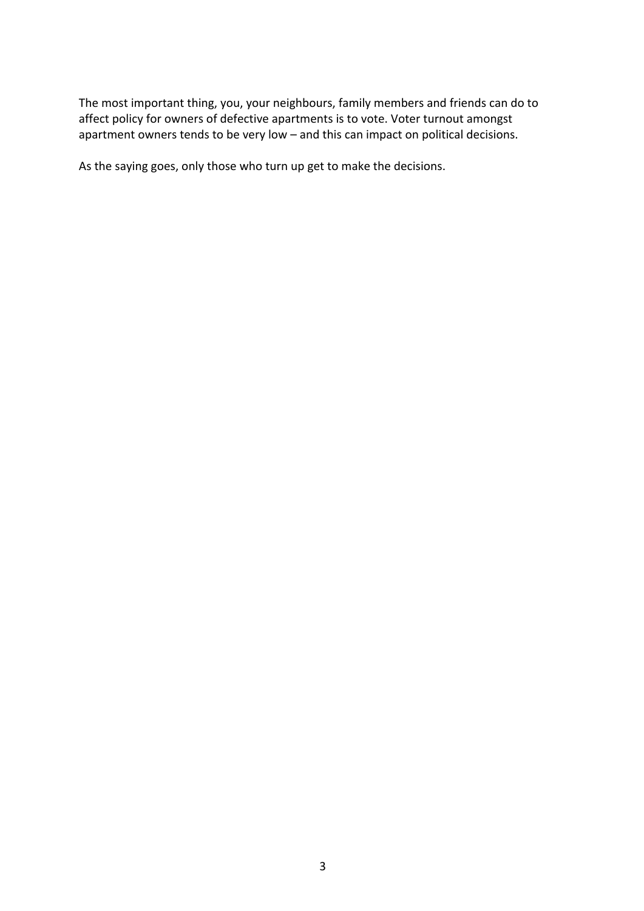The most important thing, you, your neighbours, family members and friends can do to affect policy for owners of defective apartments is to vote. Voter turnout amongst apartment owners tends to be very low – and this can impact on political decisions.

As the saying goes, only those who turn up get to make the decisions.